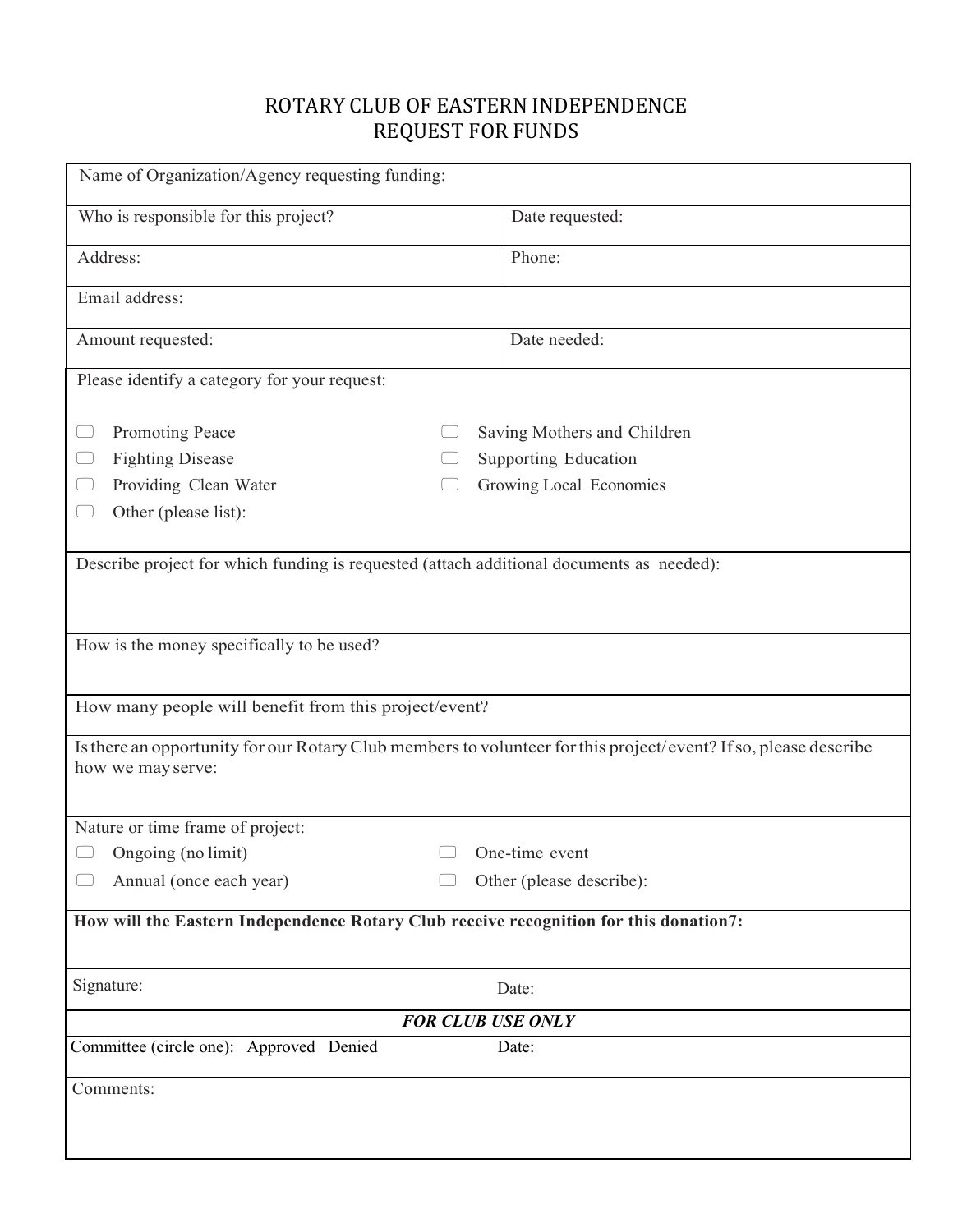# ROTARY CLUB OF EASTERN INDEPENDENCE
# REQUEST FOR FUNDS

| | |
|---|---|
| Name of Organization/Agency requesting funding: | |
| Who is responsible for this project? | Date requested: |
| Address: | Phone: |
| Email address: | |
| Amount requested: | Date needed: |

Please identify a category for your request:

- ☐ Promoting Peace
- ☐ Fighting Disease
- ☐ Providing Clean Water
- ☐ Saving Mothers and Children
- ☐ Supporting Education
- ☐ Growing Local Economies
- ☐ Other (please list):

Describe project for which funding is requested (attach additional documents as needed):

How is the money specifically to be used?

How many people will benefit from this project/event?

Is there an opportunity for our Rotary Club members to volunteer for this project/event? If so, please describe how we may serve:

Nature or time frame of project:

- ☐ Ongoing (no limit)
- ☐ Annual (once each year)
- ☐ One-time event
- ☐ Other (please describe):

**How will the Eastern Independence Rotary Club receive recognition for this donation7:**

| | |
|---|---|
| Signature: | Date: |

***FOR CLUB USE ONLY***

| | |
|---|---|
| Committee (circle one): Approved Denied | Date: |

Comments: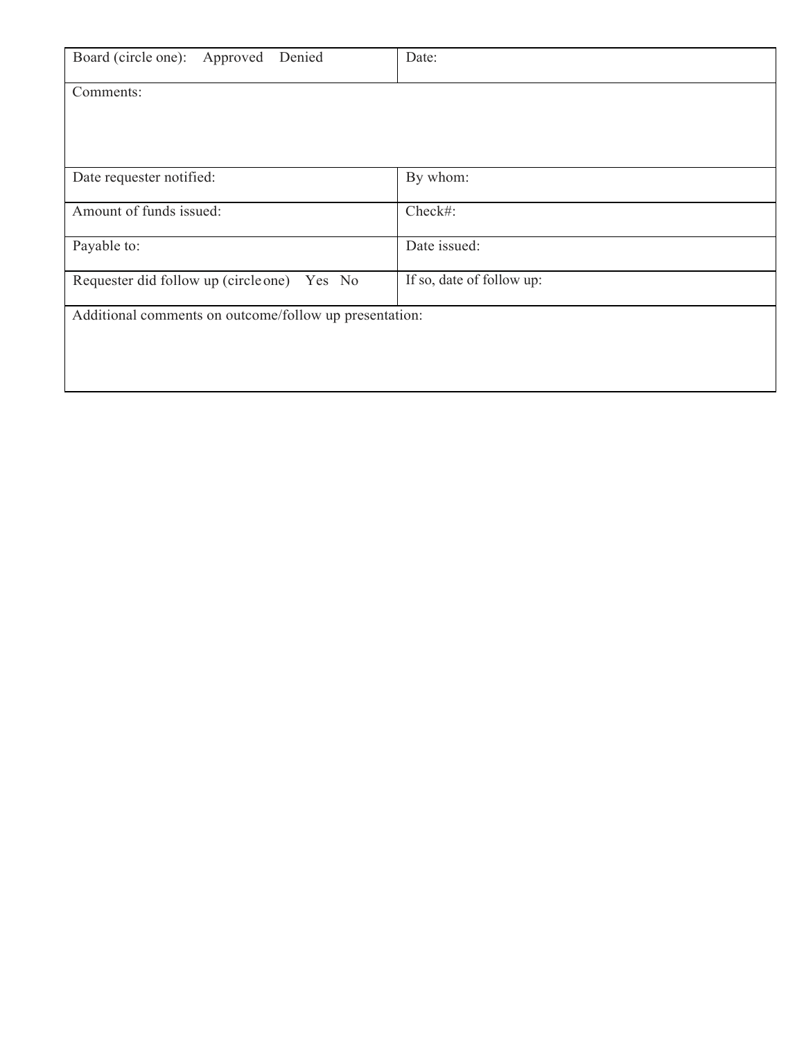| | |
|---|---|
| Board (circle one): Approved Denied | Date: |
| Comments: | |
| Date requester notified: | By whom: |
| Amount of funds issued: | Check#: |
| Payable to: | Date issued: |
| Requester did follow up (circle one) Yes No | If so, date of follow up: |
| Additional comments on outcome/follow up presentation: | |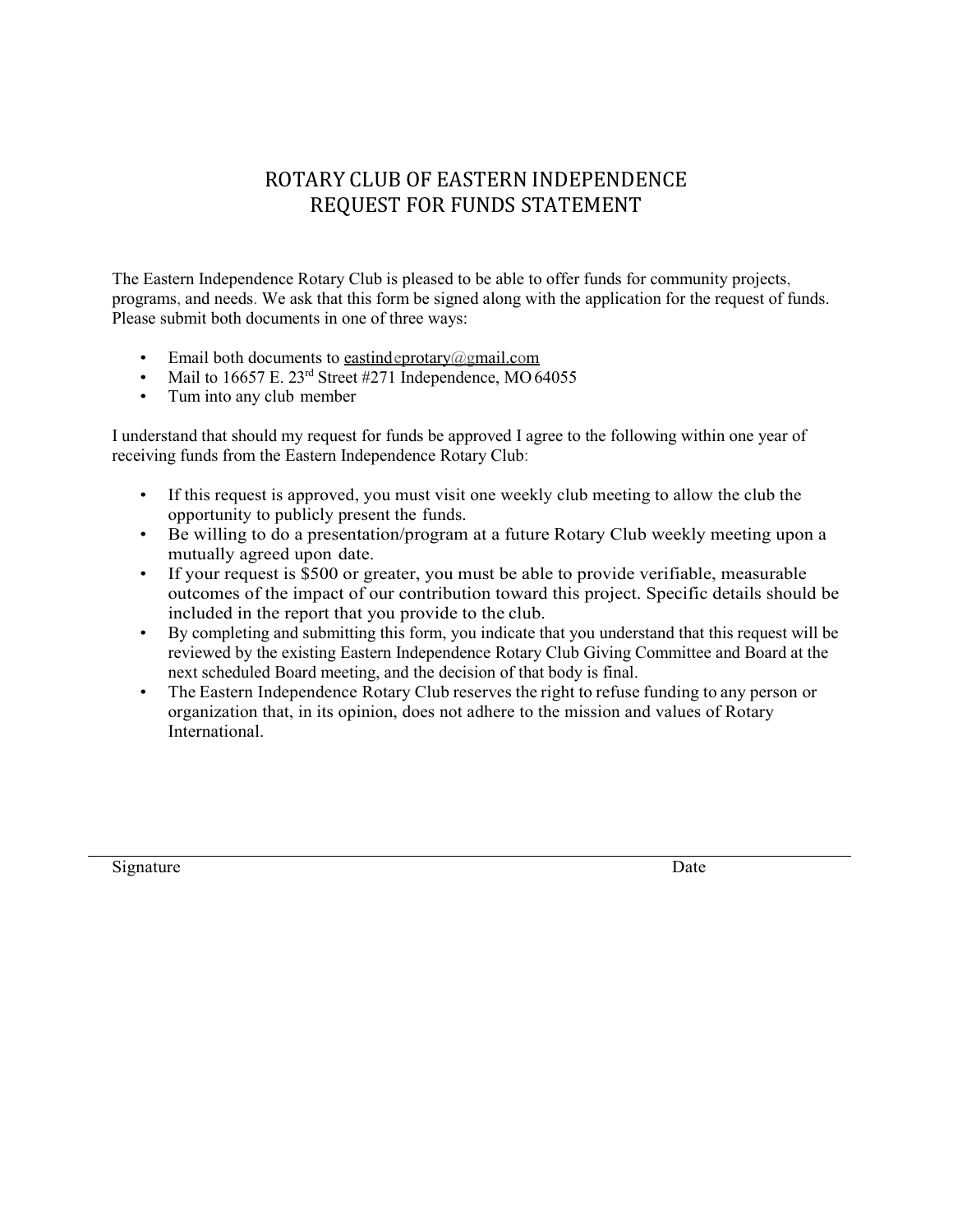# ROTARY CLUB OF EASTERN INDEPENDENCE
# REQUEST FOR FUNDS STATEMENT

The Eastern Independence Rotary Club is pleased to be able to offer funds for community projects, programs, and needs. We ask that this form be signed along with the application for the request of funds. Please submit both documents in one of three ways:

- Email both documents to eastindeprotary@gmail.com
- Mail to 16657 E. 23rd Street #271 Independence, MO 64055
- Tum into any club member

I understand that should my request for funds be approved I agree to the following within one year of receiving funds from the Eastern Independence Rotary Club:

- If this request is approved, you must visit one weekly club meeting to allow the club the opportunity to publicly present the funds.
- Be willing to do a presentation/program at a future Rotary Club weekly meeting upon a mutually agreed upon date.
- If your request is $500 or greater, you must be able to provide verifiable, measurable outcomes of the impact of our contribution toward this project. Specific details should be included in the report that you provide to the club.
- By completing and submitting this form, you indicate that you understand that this request will be reviewed by the existing Eastern Independence Rotary Club Giving Committee and Board at the next scheduled Board meeting, and the decision of that body is final.
- The Eastern Independence Rotary Club reserves the right to refuse funding to any person or organization that, in its opinion, does not adhere to the mission and values of Rotary International.

Signature Date